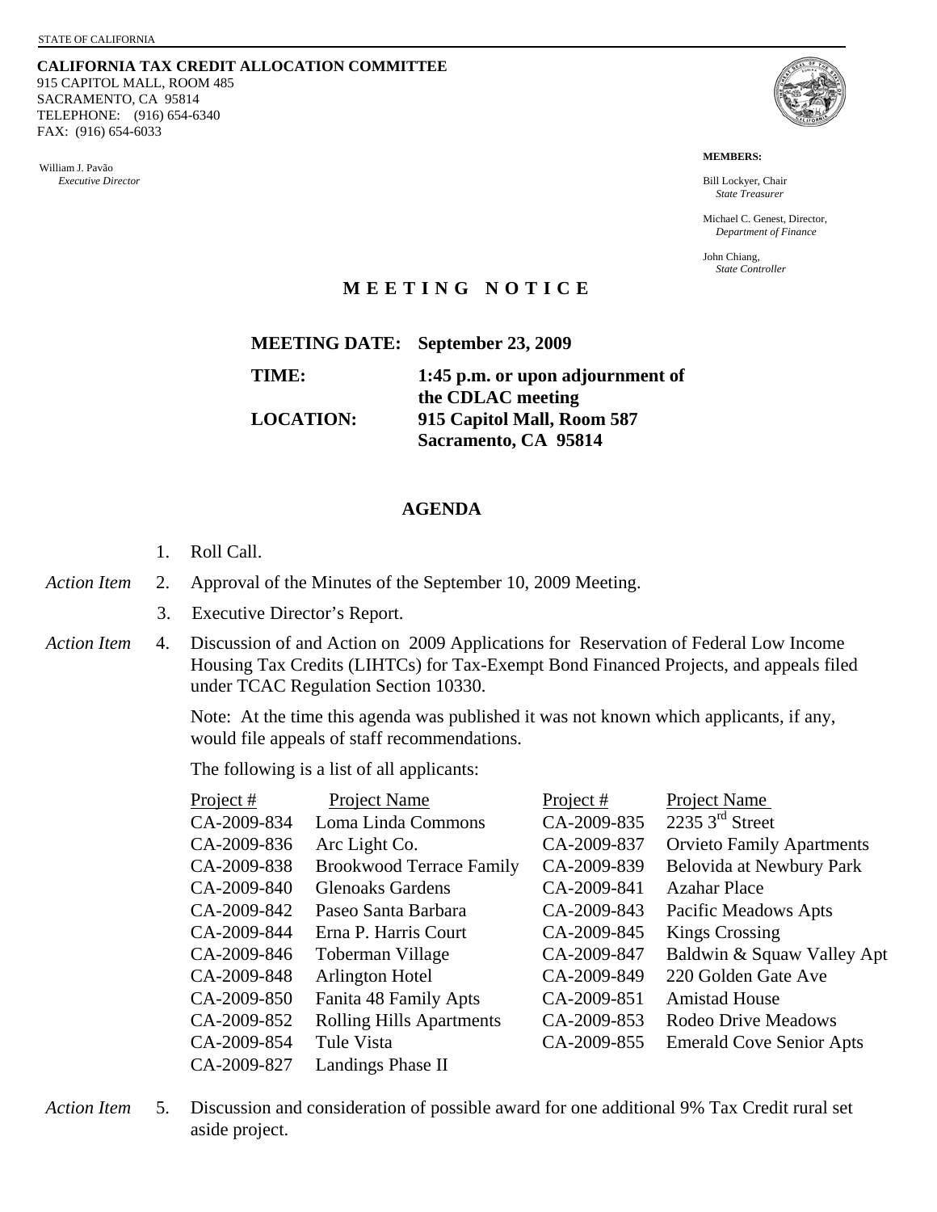STATE OF CALIFORNIA

**CALIFORNIA TAX CREDIT ALLOCATION COMMITTEE**
915 CAPITOL MALL, ROOM 485
SACRAMENTO, CA 95814
TELEPHONE: (916) 654-6340
FAX: (916) 654-6033

William J. Pavão
*Executive Director*

**MEMBERS:**

Bill Lockyer, Chair
*State Treasurer*

Michael C. Genest, Director,
*Department of Finance*

John Chiang,
*State Controller*

## M E E T I N G N O T I C E

**MEETING DATE:** **September 23, 2009**

**TIME:** **1:45 p.m. or upon adjournment of the CDLAC meeting**

**LOCATION:** **915 Capitol Mall, Room 587, Sacramento, CA 95814**

## AGENDA

1. Roll Call.

*Action Item* 2. Approval of the Minutes of the September 10, 2009 Meeting.

3. Executive Director's Report.

*Action Item* 4. Discussion of and Action on 2009 Applications for Reservation of Federal Low Income Housing Tax Credits (LIHTCs) for Tax-Exempt Bond Financed Projects, and appeals filed under TCAC Regulation Section 10330.

Note: At the time this agenda was published it was not known which applicants, if any, would file appeals of staff recommendations.

The following is a list of all applicants:

| Project # | Project Name | Project # | Project Name |
|---|---|---|---|
| CA-2009-834 | Loma Linda Commons | CA-2009-835 | 2235 3rd Street |
| CA-2009-836 | Arc Light Co. | CA-2009-837 | Orvieto Family Apartments |
| CA-2009-838 | Brookwood Terrace Family | CA-2009-839 | Belovida at Newbury Park |
| CA-2009-840 | Glenoaks Gardens | CA-2009-841 | Azahar Place |
| CA-2009-842 | Paseo Santa Barbara | CA-2009-843 | Pacific Meadows Apts |
| CA-2009-844 | Erna P. Harris Court | CA-2009-845 | Kings Crossing |
| CA-2009-846 | Toberman Village | CA-2009-847 | Baldwin & Squaw Valley Apt |
| CA-2009-848 | Arlington Hotel | CA-2009-849 | 220 Golden Gate Ave |
| CA-2009-850 | Fanita 48 Family Apts | CA-2009-851 | Amistad House |
| CA-2009-852 | Rolling Hills Apartments | CA-2009-853 | Rodeo Drive Meadows |
| CA-2009-854 | Tule Vista | CA-2009-855 | Emerald Cove Senior Apts |
| CA-2009-827 | Landings Phase II | | |

*Action Item* 5. Discussion and consideration of possible award for one additional 9% Tax Credit rural set aside project.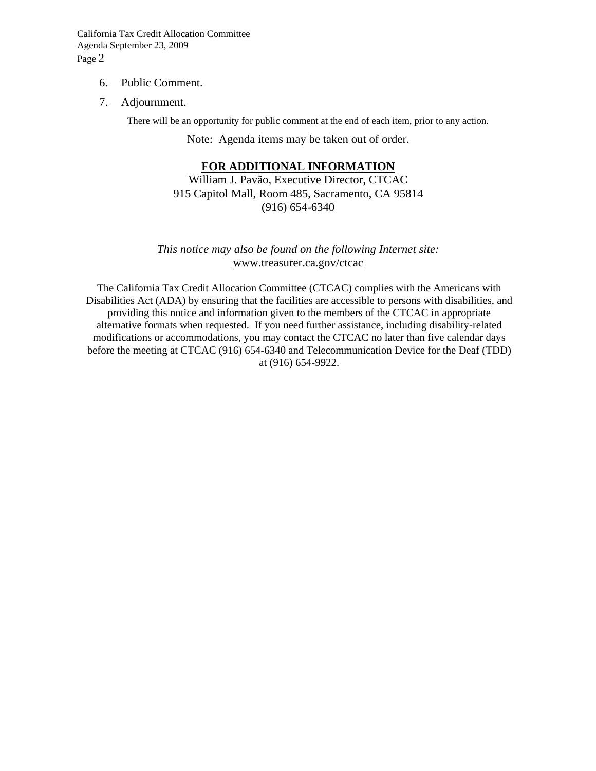6. Public Comment.
7. Adjournment.

There will be an opportunity for public comment at the end of each item, prior to any action.

Note: Agenda items may be taken out of order.

**FOR ADDITIONAL INFORMATION**

William J. Pavão, Executive Director, CTCAC
915 Capitol Mall, Room 485, Sacramento, CA 95814
(916) 654-6340

*This notice may also be found on the following Internet site:*
www.treasurer.ca.gov/ctcac

The California Tax Credit Allocation Committee (CTCAC) complies with the Americans with Disabilities Act (ADA) by ensuring that the facilities are accessible to persons with disabilities, and providing this notice and information given to the members of the CTCAC in appropriate alternative formats when requested. If you need further assistance, including disability-related modifications or accommodations, you may contact the CTCAC no later than five calendar days before the meeting at CTCAC (916) 654-6340 and Telecommunication Device for the Deaf (TDD) at (916) 654-9922.